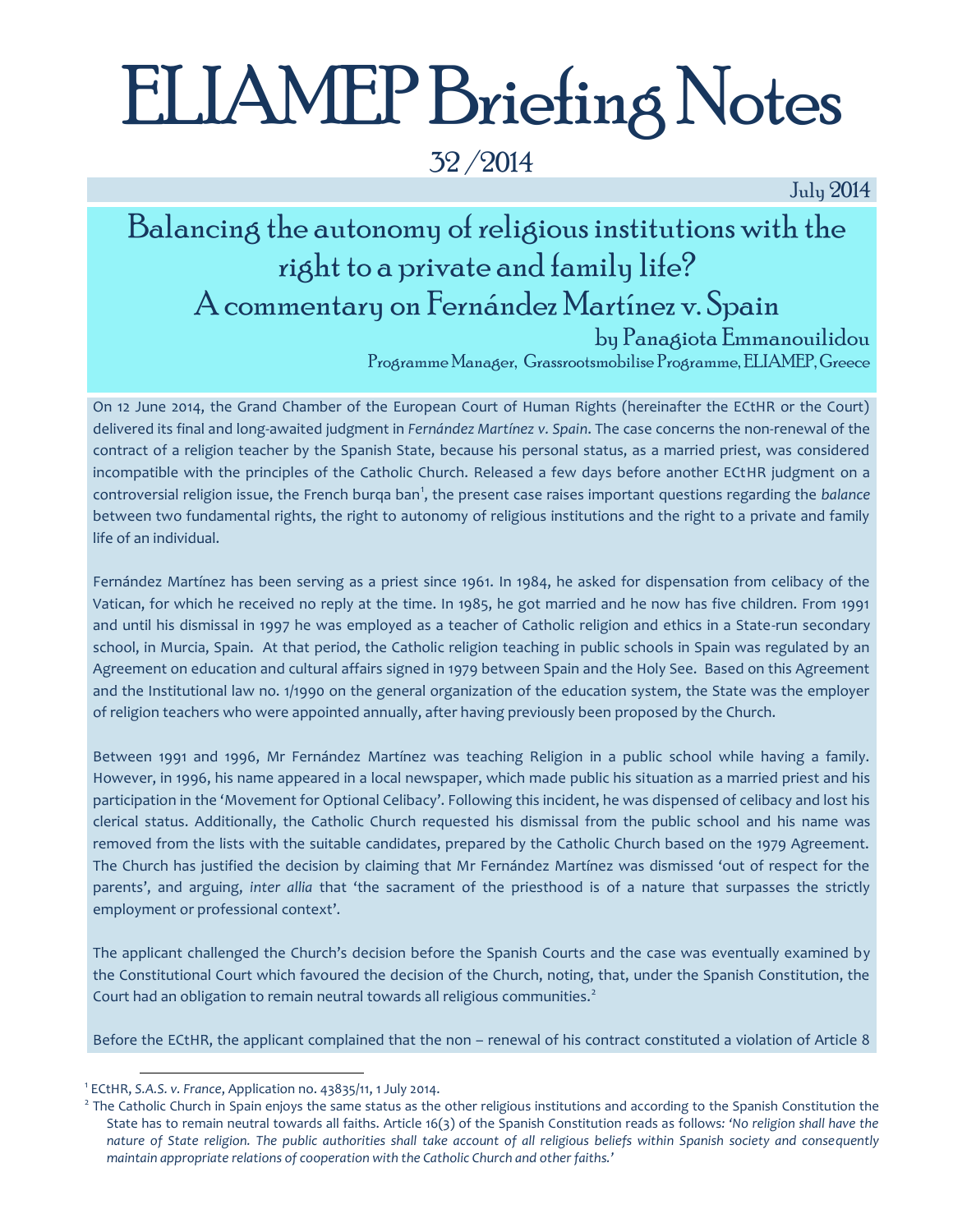# ELIAMEP Briefing Notes

32 /2014

July 2014

## Balancing the autonomy of religious institutions with the right to a private and family life? A commentary on Fernández Martínez v. Spain

by Panagiota Emmanouilidou

Programme Manager, Grassrootsmobilise Programme, ELIAMEP, Greece

On 12 June 2014, the Grand Chamber of the European Court of Human Rights (hereinafter the ECtHR or the Court) delivered its final and long-awaited judgment in *Fernández Martínez v. Spain*. The case concerns the non-renewal of the contract of a religion teacher by the Spanish State, because his personal status, as a married priest, was considered incompatible with the principles of the Catholic Church. Released a few days before another ECtHR judgment on a controversial religion issue, the French burqa ban[1], the present case raises important questions regarding the *balance* between two fundamental rights, the right to autonomy of religious institutions and the right to a private and family life of an individual.

Fernández Martínez has been serving as a priest since 1961. In 1984, he asked for dispensation from celibacy of the Vatican, for which he received no reply at the time. In 1985, he got married and he now has five children. From 1991 and until his dismissal in 1997 he was employed as a teacher of Catholic religion and ethics in a State-run secondary school, in Murcia, Spain. At that period, the Catholic religion teaching in public schools in Spain was regulated by an Agreement on education and cultural affairs signed in 1979 between Spain and the Holy See. Based on this Agreement and the Institutional law no. 1/1990 on the general organization of the education system, the State was the employer of religion teachers who were appointed annually, after having previously been proposed by the Church.

Between 1991 and 1996, Mr Fernández Martínez was teaching Religion in a public school while having a family. However, in 1996, his name appeared in a local newspaper, which made public his situation as a married priest and his participation in the 'Movement for Optional Celibacy'. Following this incident, he was dispensed of celibacy and lost his clerical status. Additionally, the Catholic Church requested his dismissal from the public school and his name was removed from the lists with the suitable candidates, prepared by the Catholic Church based on the 1979 Agreement. The Church has justified the decision by claiming that Mr Fernández Martínez was dismissed 'out of respect for the parents', and arguing, *inter allia* that 'the sacrament of the priesthood is of a nature that surpasses the strictly employment or professional context'.

The applicant challenged the Church's decision before the Spanish Courts and the case was eventually examined by the Constitutional Court which favoured the decision of the Church, noting, that, under the Spanish Constitution, the Court had an obligation to remain neutral towards all religious communities.[2]

Before the ECtHR, the applicant complained that the non – renewal of his contract constituted a violation of Article 8

---

[1] ECtHR, *S.A.S. v. France*, Application no. 43835/11, 1 July 2014.

[2] The Catholic Church in Spain enjoys the same status as the other religious institutions and according to the Spanish Constitution the State has to remain neutral towards all faiths. Article 16(3) of the Spanish Constitution reads as follows: *'No religion shall have the nature of State religion. The public authorities shall take account of all religious beliefs within Spanish society and consequently maintain appropriate relations of cooperation with the Catholic Church and other faiths.'*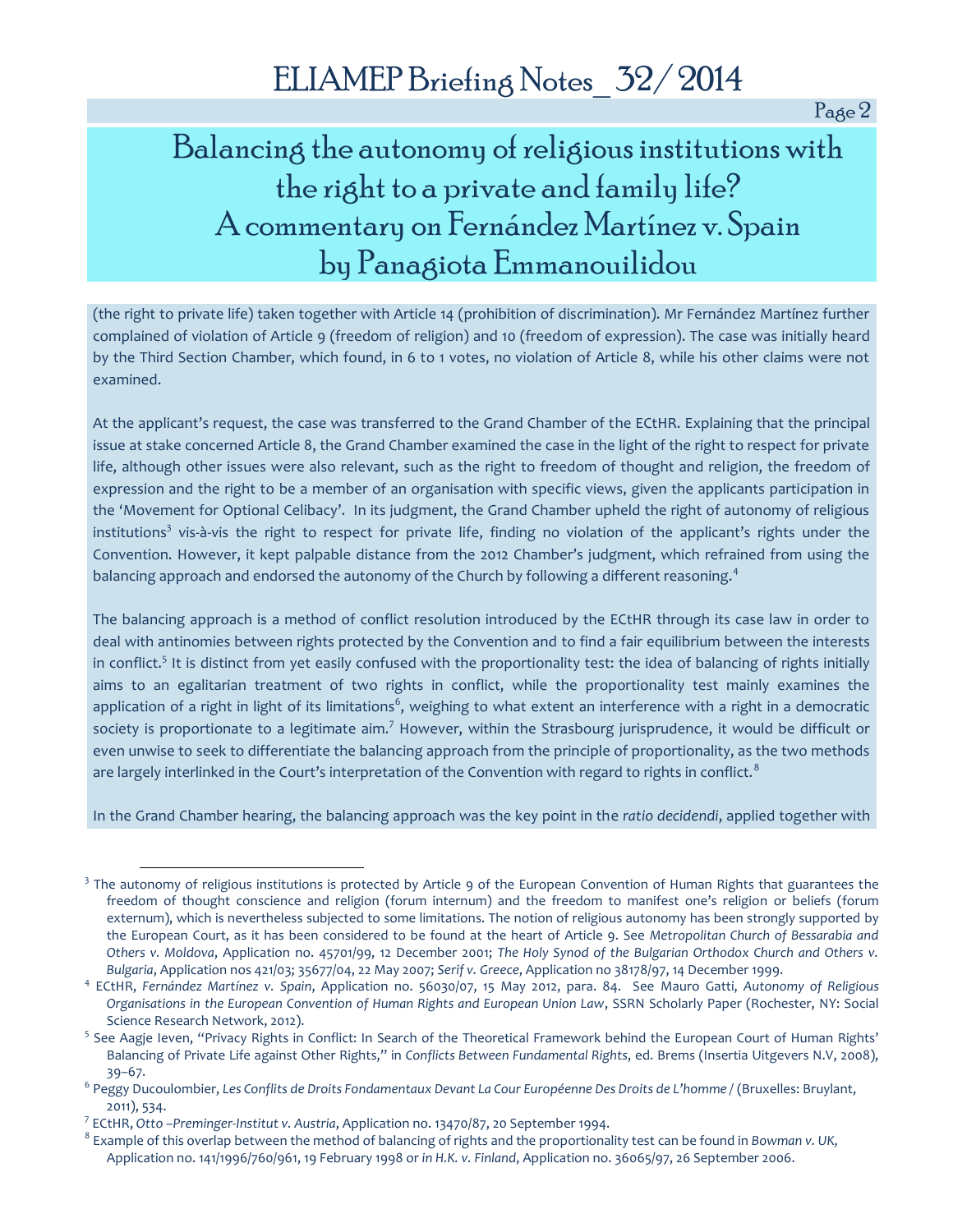# Balancing the autonomy of religious institutions with the right to a private and family life? A commentary on Fernández Martínez v. Spain by Panagiota Emmanouilidou

(the right to private life) taken together with Article 14 (prohibition of discrimination). Mr Fernández Martínez further complained of violation of Article 9 (freedom of religion) and 10 (freedom of expression). The case was initially heard by the Third Section Chamber, which found, in 6 to 1 votes, no violation of Article 8, while his other claims were not examined.

At the applicant's request, the case was transferred to the Grand Chamber of the ECtHR. Explaining that the principal issue at stake concerned Article 8, the Grand Chamber examined the case in the light of the right to respect for private life, although other issues were also relevant, such as the right to freedom of thought and religion, the freedom of expression and the right to be a member of an organisation with specific views, given the applicants participation in the 'Movement for Optional Celibacy'. In its judgment, the Grand Chamber upheld the right of autonomy of religious institutions[3] vis-à-vis the right to respect for private life, finding no violation of the applicant's rights under the Convention. However, it kept palpable distance from the 2012 Chamber's judgment, which refrained from using the balancing approach and endorsed the autonomy of the Church by following a different reasoning.[4]

The balancing approach is a method of conflict resolution introduced by the ECtHR through its case law in order to deal with antinomies between rights protected by the Convention and to find a fair equilibrium between the interests in conflict.[5] It is distinct from yet easily confused with the proportionality test: the idea of balancing of rights initially aims to an egalitarian treatment of two rights in conflict, while the proportionality test mainly examines the application of a right in light of its limitations[6], weighing to what extent an interference with a right in a democratic society is proportionate to a legitimate aim.[7] However, within the Strasbourg jurisprudence, it would be difficult or even unwise to seek to differentiate the balancing approach from the principle of proportionality, as the two methods are largely interlinked in the Court's interpretation of the Convention with regard to rights in conflict.[8]

In the Grand Chamber hearing, the balancing approach was the key point in the *ratio decidendi*, applied together with

---

[3] The autonomy of religious institutions is protected by Article 9 of the European Convention of Human Rights that guarantees the freedom of thought conscience and religion (forum internum) and the freedom to manifest one's religion or beliefs (forum externum), which is nevertheless subjected to some limitations. The notion of religious autonomy has been strongly supported by the European Court, as it has been considered to be found at the heart of Article 9. See *Metropolitan Church of Bessarabia and Others v. Moldova*, Application no. 45701/99, 12 December 2001; *The Holy Synod of the Bulgarian Orthodox Church and Others v. Bulgaria*, Application nos 421/03; 35677/04, 22 May 2007; *Serif v. Greece*, Application no 38178/97, 14 December 1999.

[4] ECtHR, *Fernández Martínez v. Spain*, Application no. 56030/07, 15 May 2012, para. 84. See Mauro Gatti, *Autonomy of Religious Organisations in the European Convention of Human Rights and European Union Law*, SSRN Scholarly Paper (Rochester, NY: Social Science Research Network, 2012).

[5] See Aagje Ieven, "Privacy Rights in Conflict: In Search of the Theoretical Framework behind the European Court of Human Rights' Balancing of Private Life against Other Rights," in *Conflicts Between Fundamental Rights*, ed. Brems (Insertia Uitgevers N.V, 2008), 39–67.

[6] Peggy Ducoulombier, *Les Conflits de Droits Fondamentaux Devant La Cour Européenne Des Droits de L'homme* / (Bruxelles: Bruylant, 2011), 534.

[7] ECtHR, *Otto –Preminger-Institut v. Austria*, Application no. 13470/87, 20 September 1994.

[8] Example of this overlap between the method of balancing of rights and the proportionality test can be found in *Bowman v. UK*, Application no. 141/1996/760/961, 19 February 1998 or *in H.K. v. Finland*, Application no. 36065/97, 26 September 2006.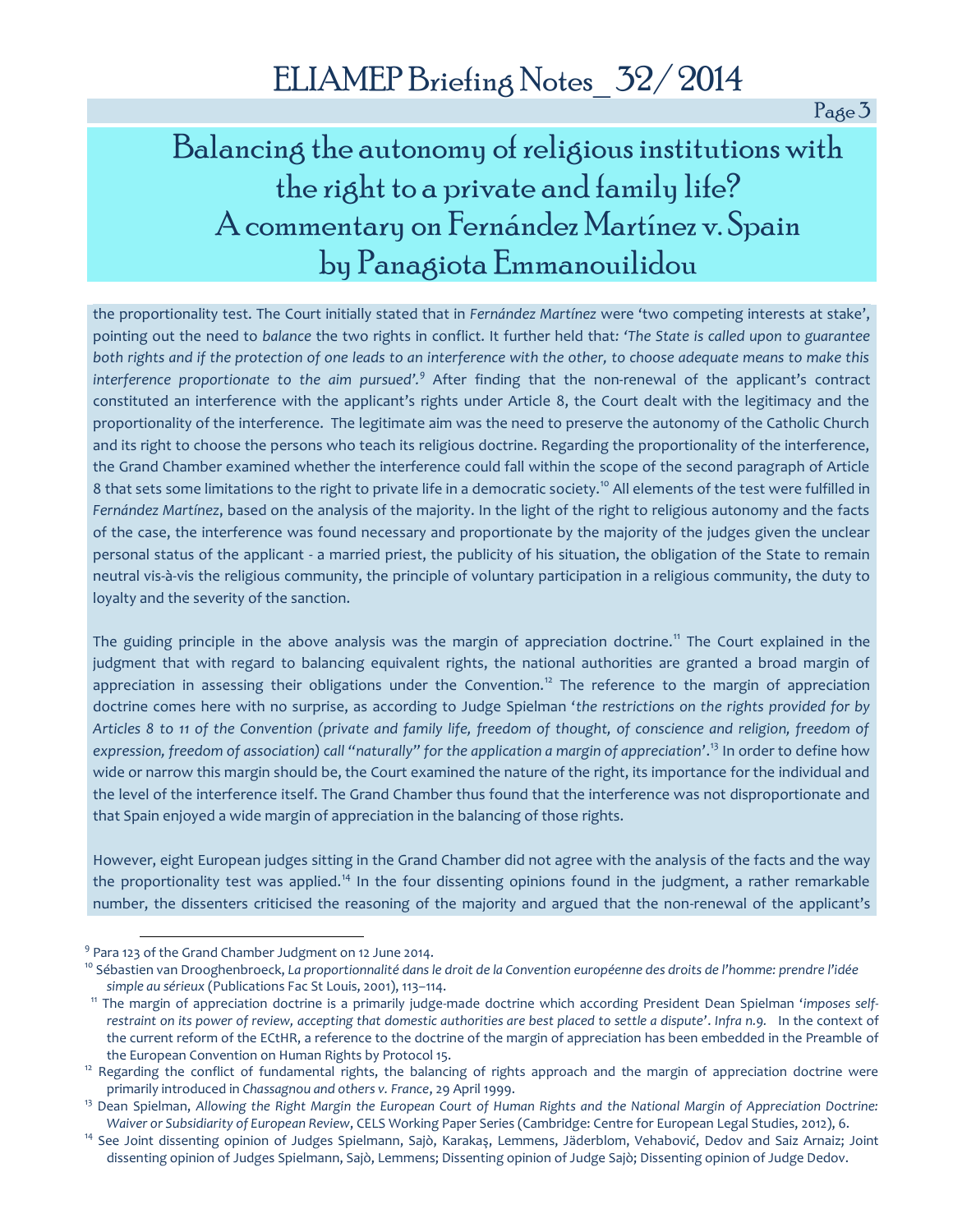the proportionality test. The Court initially stated that in *Fernández Martínez* were 'two competing interests at stake', pointing out the need to *balance* the two rights in conflict. It further held that: *'The State is called upon to guarantee both rights and if the protection of one leads to an interference with the other, to choose adequate means to make this interference proportionate to the aim pursued'.*[9] After finding that the non-renewal of the applicant's contract constituted an interference with the applicant's rights under Article 8, the Court dealt with the legitimacy and the proportionality of the interference. The legitimate aim was the need to preserve the autonomy of the Catholic Church and its right to choose the persons who teach its religious doctrine. Regarding the proportionality of the interference, the Grand Chamber examined whether the interference could fall within the scope of the second paragraph of Article 8 that sets some limitations to the right to private life in a democratic society.[10] All elements of the test were fulfilled in *Fernández Martínez*, based on the analysis of the majority. In the light of the right to religious autonomy and the facts of the case, the interference was found necessary and proportionate by the majority of the judges given the unclear personal status of the applicant - a married priest, the publicity of his situation, the obligation of the State to remain neutral vis-à-vis the religious community, the principle of voluntary participation in a religious community, the duty to loyalty and the severity of the sanction.

The guiding principle in the above analysis was the margin of appreciation doctrine.[11] The Court explained in the judgment that with regard to balancing equivalent rights, the national authorities are granted a broad margin of appreciation in assessing their obligations under the Convention.[12] The reference to the margin of appreciation doctrine comes here with no surprise, as according to Judge Spielman '*the restrictions on the rights provided for by Articles 8 to 11 of the Convention (private and family life, freedom of thought, of conscience and religion, freedom of expression, freedom of association) call "naturally" for the application a margin of appreciation*'.[13] In order to define how wide or narrow this margin should be, the Court examined the nature of the right, its importance for the individual and the level of the interference itself. The Grand Chamber thus found that the interference was not disproportionate and that Spain enjoyed a wide margin of appreciation in the balancing of those rights.

However, eight European judges sitting in the Grand Chamber did not agree with the analysis of the facts and the way the proportionality test was applied.[14] In the four dissenting opinions found in the judgment, a rather remarkable number, the dissenters criticised the reasoning of the majority and argued that the non-renewal of the applicant's

---

[9] Para 123 of the Grand Chamber Judgment on 12 June 2014.

[10] Sébastien van Drooghenbroeck, *La proportionnalité dans le droit de la Convention européenne des droits de l'homme: prendre l'idée simple au sérieux* (Publications Fac St Louis, 2001), 113–114.

[11] The margin of appreciation doctrine is a primarily judge-made doctrine which according President Dean Spielman '*imposes self-restraint on its power of review, accepting that domestic authorities are best placed to settle a dispute*'. *Infra n.9.* In the context of the current reform of the ECtHR, a reference to the doctrine of the margin of appreciation has been embedded in the Preamble of the European Convention on Human Rights by Protocol 15.

[12] Regarding the conflict of fundamental rights, the balancing of rights approach and the margin of appreciation doctrine were primarily introduced in *Chassagnou and others v. France*, 29 April 1999.

[13] Dean Spielman, *Allowing the Right Margin the European Court of Human Rights and the National Margin of Appreciation Doctrine: Waiver or Subsidiarity of European Review*, CELS Working Paper Series (Cambridge: Centre for European Legal Studies, 2012), 6.

[14] See Joint dissenting opinion of Judges Spielmann, Sajò, Karakaş, Lemmens, Jäderblom, Vehabović, Dedov and Saiz Arnaiz; Joint dissenting opinion of Judges Spielmann, Sajò, Lemmens; Dissenting opinion of Judge Sajò; Dissenting opinion of Judge Dedov.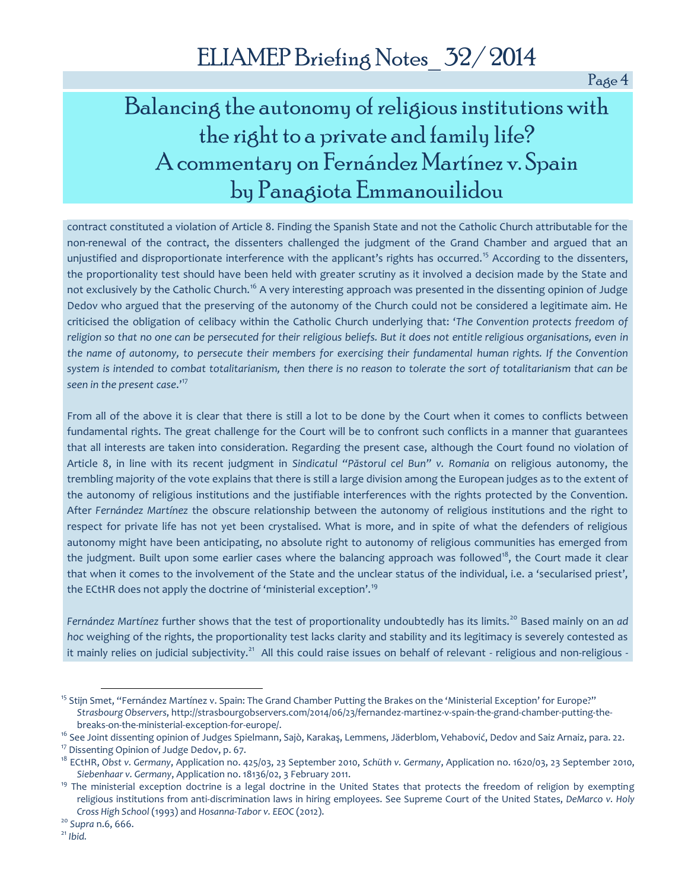contract constituted a violation of Article 8. Finding the Spanish State and not the Catholic Church attributable for the non-renewal of the contract, the dissenters challenged the judgment of the Grand Chamber and argued that an unjustified and disproportionate interference with the applicant's rights has occurred.[15] According to the dissenters, the proportionality test should have been held with greater scrutiny as it involved a decision made by the State and not exclusively by the Catholic Church.[16] A very interesting approach was presented in the dissenting opinion of Judge Dedov who argued that the preserving of the autonomy of the Church could not be considered a legitimate aim. He criticised the obligation of celibacy within the Catholic Church underlying that: '*The Convention protects freedom of religion so that no one can be persecuted for their religious beliefs. But it does not entitle religious organisations, even in the name of autonomy, to persecute their members for exercising their fundamental human rights. If the Convention system is intended to combat totalitarianism, then there is no reason to tolerate the sort of totalitarianism that can be seen in the present case*.'[17]

From all of the above it is clear that there is still a lot to be done by the Court when it comes to conflicts between fundamental rights. The great challenge for the Court will be to confront such conflicts in a manner that guarantees that all interests are taken into consideration. Regarding the present case, although the Court found no violation of Article 8, in line with its recent judgment in *Sindicatul "Păstorul cel Bun" v. Romania* on religious autonomy, the trembling majority of the vote explains that there is still a large division among the European judges as to the extent of the autonomy of religious institutions and the justifiable interferences with the rights protected by the Convention. After *Fernández Martínez* the obscure relationship between the autonomy of religious institutions and the right to respect for private life has not yet been crystalised. What is more, and in spite of what the defenders of religious autonomy might have been anticipating, no absolute right to autonomy of religious communities has emerged from the judgment. Built upon some earlier cases where the balancing approach was followed[18], the Court made it clear that when it comes to the involvement of the State and the unclear status of the individual, i.e. a 'secularised priest', the ECtHR does not apply the doctrine of 'ministerial exception'.[19]

*Fernández Martínez* further shows that the test of proportionality undoubtedly has its limits.[20] Based mainly on an *ad hoc* weighing of the rights, the proportionality test lacks clarity and stability and its legitimacy is severely contested as it mainly relies on judicial subjectivity.[21] All this could raise issues on behalf of relevant - religious and non-religious -

---

[15] Stijn Smet, "Fernández Martínez v. Spain: The Grand Chamber Putting the Brakes on the 'Ministerial Exception' for Europe?" *Strasbourg Observers*, http://strasbourgobservers.com/2014/06/23/fernandez-martinez-v-spain-the-grand-chamber-putting-the-breaks-on-the-ministerial-exception-for-europe/.

[16] See Joint dissenting opinion of Judges Spielmann, Sajò, Karakaş, Lemmens, Jäderblom, Vehabović, Dedov and Saiz Arnaiz, para. 22.

[17] Dissenting Opinion of Judge Dedov, p. 67.

[18] ECtHR, *Obst v. Germany*, Application no. 425/03, 23 September 2010, *Schüth v. Germany*, Application no. 1620/03, 23 September 2010, *Siebenhaar v. Germany*, Application no. 18136/02, 3 February 2011.

[19] The ministerial exception doctrine is a legal doctrine in the United States that protects the freedom of religion by exempting religious institutions from anti-discrimination laws in hiring employees. See Supreme Court of the United States, *DeMarco v. Holy Cross High School* (1993) and *Hosanna-Tabor v. EEOC* (2012).

[20] *Supra* n.6, 666.

[21] *Ibid.*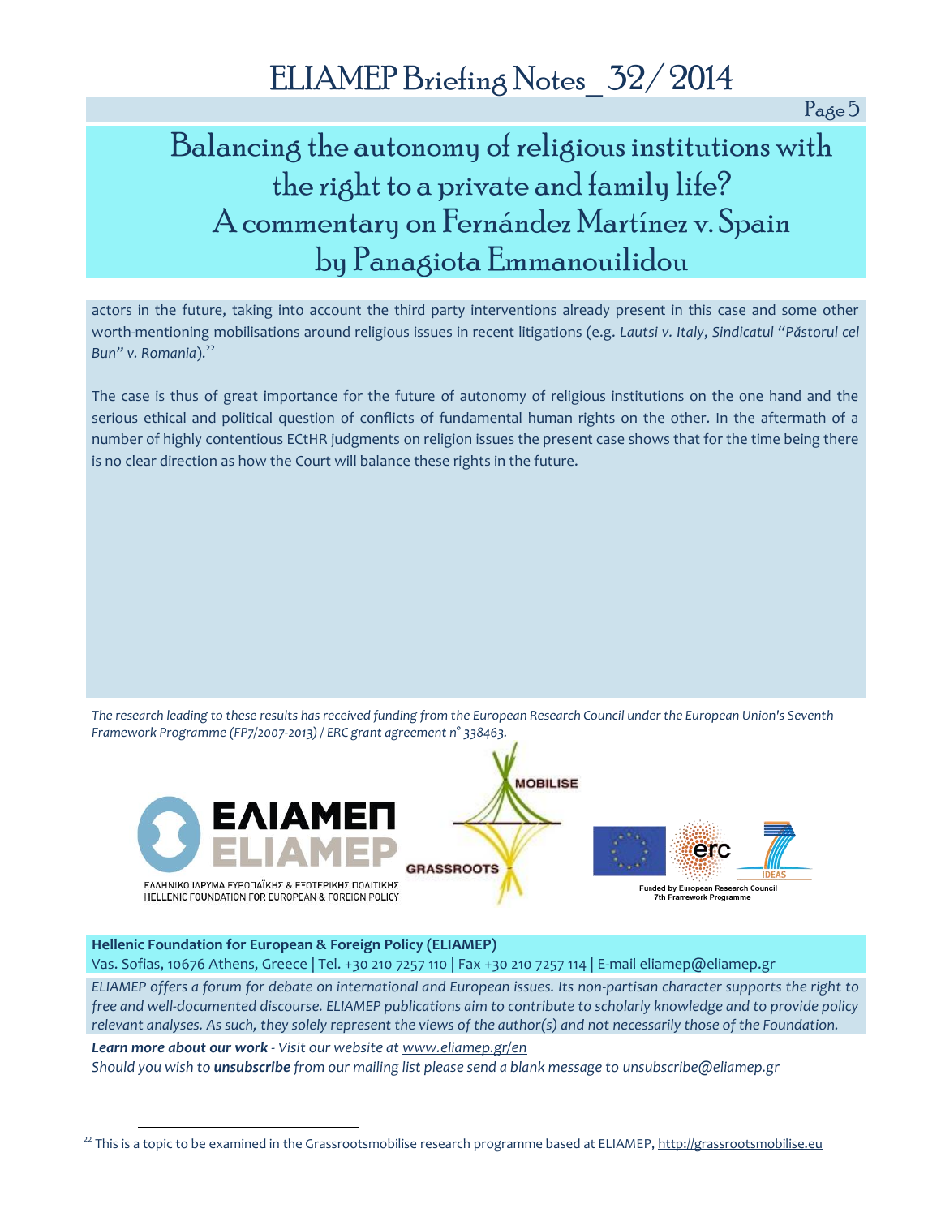# Balancing the autonomy of religious institutions with the right to a private and family life? A commentary on Fernández Martínez v. Spain by Panagiota Emmanouilidou

actors in the future, taking into account the third party interventions already present in this case and some other worth-mentioning mobilisations around religious issues in recent litigations (e.g. *Lautsi v. Italy*, *Sindicatul "Păstorul cel Bun" v. Romania*).[22]

The case is thus of great importance for the future of autonomy of religious institutions on the one hand and the serious ethical and political question of conflicts of fundamental human rights on the other. In the aftermath of a number of highly contentious ECtHR judgments on religion issues the present case shows that for the time being there is no clear direction as how the Court will balance these rights in the future.

*The research leading to these results has received funding from the European Research Council under the European Union's Seventh Framework Programme (FP7/2007-2013) / ERC grant agreement n° 338463.*

ΕΛΙΑΜΕΠ
ELIAMEP
ΕΛΛΗΝΙΚΟ ΙΔΡΥΜΑ ΕΥΡΩΠΑΪΚΗΣ & ΕΞΩΤΕΡΙΚΗΣ ΠΟΛΙΤΙΚΗΣ
HELLENIC FOUNDATION FOR EUROPEAN & FOREIGN POLICY

MOBILISE
GRASSROOTS

erc
IDEAS
Funded by European Research Council
7th Framework Programme

**Hellenic Foundation for European & Foreign Policy (ELIAMEP)**
Vas. Sofias, 10676 Athens, Greece | Tel. +30 210 7257 110 | Fax +30 210 7257 114 | E-mail eliamep@eliamep.gr

*ELIAMEP offers a forum for debate on international and European issues. Its non-partisan character supports the right to free and well-documented discourse. ELIAMEP publications aim to contribute to scholarly knowledge and to provide policy relevant analyses. As such, they solely represent the views of the author(s) and not necessarily those of the Foundation.*

***Learn more about our work** - Visit our website at www.eliamep.gr/en*
*Should you wish to **unsubscribe** from our mailing list please send a blank message to unsubscribe@eliamep.gr*

[22] This is a topic to be examined in the Grassrootsmobilise research programme based at ELIAMEP, http://grassrootsmobilise.eu